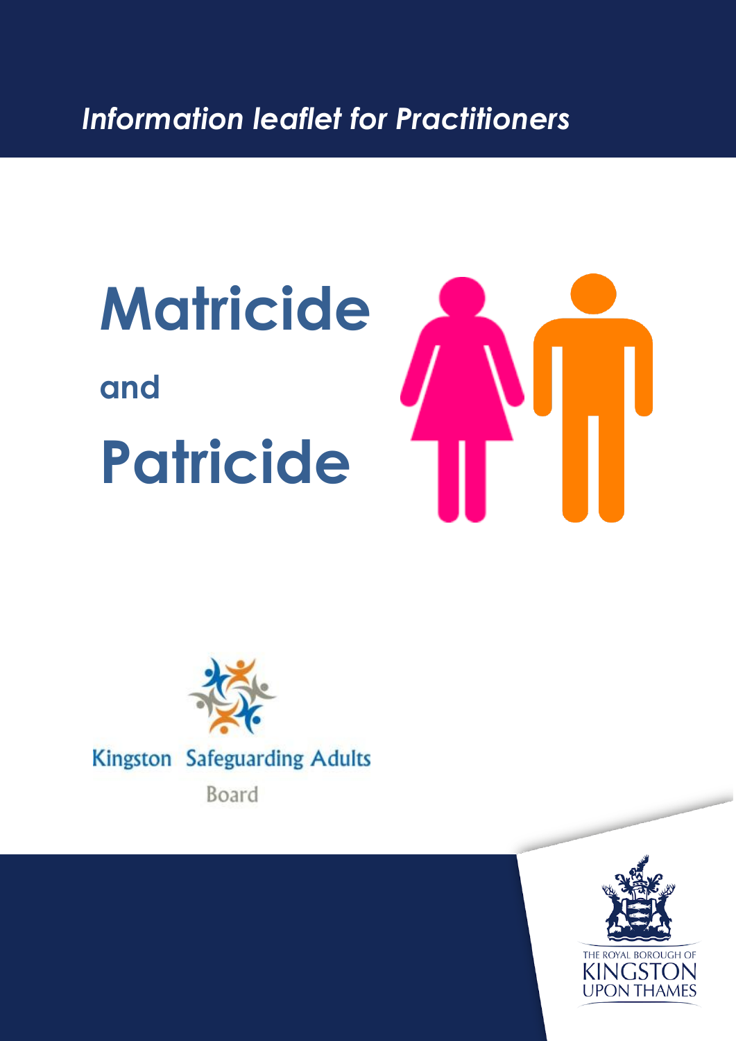*Information leaflet for Practitioners*

# Matricide

**and**

# Patricide

Kingston Safeguarding Adults Board

THE ROYAL BOROUGH OF KINGSTON UPON THAMES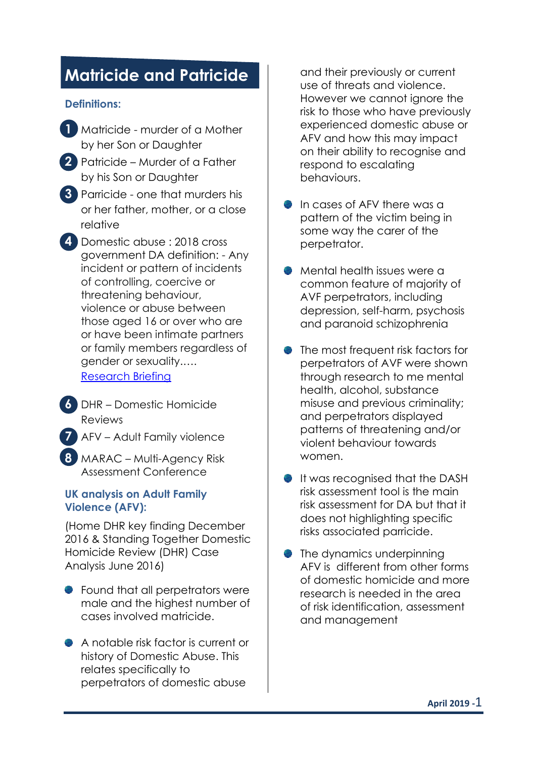# Matricide and Patricide

### Definitions:

1. Matricide - murder of a Mother by her Son or Daughter
2. Patricide – Murder of a Father by his Son or Daughter
3. Parricide - one that murders his or her father, mother, or a close relative
4. Domestic abuse : 2018 cross government DA definition: - Any incident or pattern of incidents of controlling, coercive or threatening behaviour, violence or abuse between those aged 16 or over who are or have been intimate partners or family members regardless of gender or sexuality..... [Research Briefing]

6. DHR – Domestic Homicide Reviews
7. AFV – Adult Family violence
8. MARAC – Multi-Agency Risk Assessment Conference

### UK analysis on Adult Family Violence (AFV):

(Home DHR key finding December 2016 & Standing Together Domestic Homicide Review (DHR) Case Analysis June 2016)

- Found that all perpetrators were male and the highest number of cases involved matricide.
- A notable risk factor is current or history of Domestic Abuse. This relates specifically to perpetrators of domestic abuse and their previously or current use of threats and violence. However we cannot ignore the risk to those who have previously experienced domestic abuse or AFV and how this may impact on their ability to recognise and respond to escalating behaviours.
- In cases of AFV there was a pattern of the victim being in some way the carer of the perpetrator.
- Mental health issues were a common feature of majority of AVF perpetrators, including depression, self-harm, psychosis and paranoid schizophrenia
- The most frequent risk factors for perpetrators of AVF were shown through research to me mental health, alcohol, substance misuse and previous criminality; and perpetrators displayed patterns of threatening and/or violent behaviour towards women.
- It was recognised that the DASH risk assessment tool is the main risk assessment for DA but that it does not highlighting specific risks associated parricide.
- The dynamics underpinning AFV is different from other forms of domestic homicide and more research is needed in the area of risk identification, assessment and management

April 2019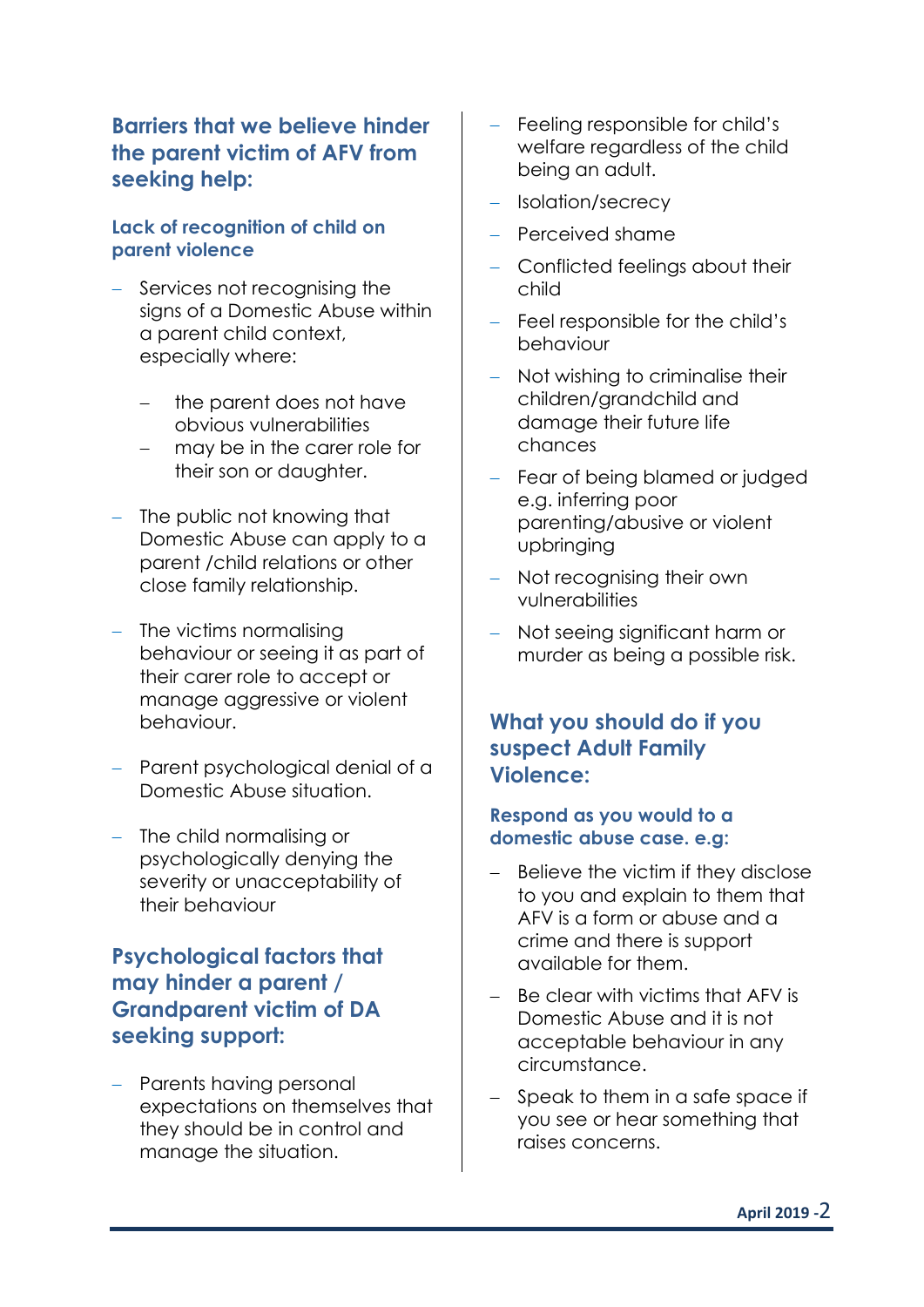## Barriers that we believe hinder the parent victim of AFV from seeking help:

### Lack of recognition of child on parent violence

- Services not recognising the signs of a Domestic Abuse within a parent child context, especially where:
  - the parent does not have obvious vulnerabilities
  - may be in the carer role for their son or daughter.
- The public not knowing that Domestic Abuse can apply to a parent /child relations or other close family relationship.
- The victims normalising behaviour or seeing it as part of their carer role to accept or manage aggressive or violent behaviour.
- Parent psychological denial of a Domestic Abuse situation.
- The child normalising or psychologically denying the severity or unacceptability of their behaviour

## Psychological factors that may hinder a parent / Grandparent victim of DA seeking support:

- Parents having personal expectations on themselves that they should be in control and manage the situation.
- Feeling responsible for child's welfare regardless of the child being an adult.
- Isolation/secrecy
- Perceived shame
- Conflicted feelings about their child
- Feel responsible for the child's behaviour
- Not wishing to criminalise their children/grandchild and damage their future life chances
- Fear of being blamed or judged e.g. inferring poor parenting/abusive or violent upbringing
- Not recognising their own vulnerabilities
- Not seeing significant harm or murder as being a possible risk.

## What you should do if you suspect Adult Family Violence:

### Respond as you would to a domestic abuse case. e.g:

- Believe the victim if they disclose to you and explain to them that AFV is a form or abuse and a crime and there is support available for them.
- Be clear with victims that AFV is Domestic Abuse and it is not acceptable behaviour in any circumstance.
- Speak to them in a safe space if you see or hear something that raises concerns.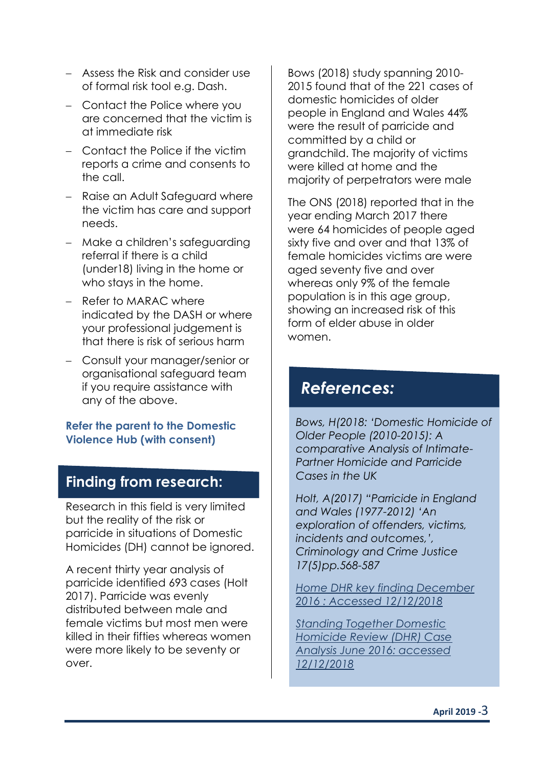- Assess the Risk and consider use of formal risk tool e.g. Dash.
- Contact the Police where you are concerned that the victim is at immediate risk
- Contact the Police if the victim reports a crime and consents to the call.
- Raise an Adult Safeguard where the victim has care and support needs.
- Make a children's safeguarding referral if there is a child (under18) living in the home or who stays in the home.
- Refer to MARAC where indicated by the DASH or where your professional judgement is that there is risk of serious harm
- Consult your manager/senior or organisational safeguard team if you require assistance with any of the above.

**Refer the parent to the Domestic Violence Hub (with consent)**

## Finding from research:

Research in this field is very limited but the reality of the risk or parricide in situations of Domestic Homicides (DH) cannot be ignored.

A recent thirty year analysis of parricide identified 693 cases (Holt 2017). Parricide was evenly distributed between male and female victims but most men were killed in their fifties whereas women were more likely to be seventy or over.

Bows (2018) study spanning 2010-2015 found that of the 221 cases of domestic homicides of older people in England and Wales 44% were the result of parricide and committed by a child or grandchild. The majority of victims were killed at home and the majority of perpetrators were male

The ONS (2018) reported that in the year ending March 2017 there were 64 homicides of people aged sixty five and over and that 13% of female homicides victims are were aged seventy five and over whereas only 9% of the female population is in this age group, showing an increased risk of this form of elder abuse in older women.

## *References:*

*Bows, H(2018: 'Domestic Homicide of Older People (2010-2015): A comparative Analysis of Intimate-Partner Homicide and Parricide Cases in the UK*

*Holt, A(2017) "Parricide in England and Wales (1977-2012) 'An exploration of offenders, victims, incidents and outcomes,', Criminology and Crime Justice 17(5)pp.568-587*

*Home DHR key finding December 2016 : Accessed 12/12/2018*

*Standing Together Domestic Homicide Review (DHR) Case Analysis June 2016: accessed 12/12/2018*